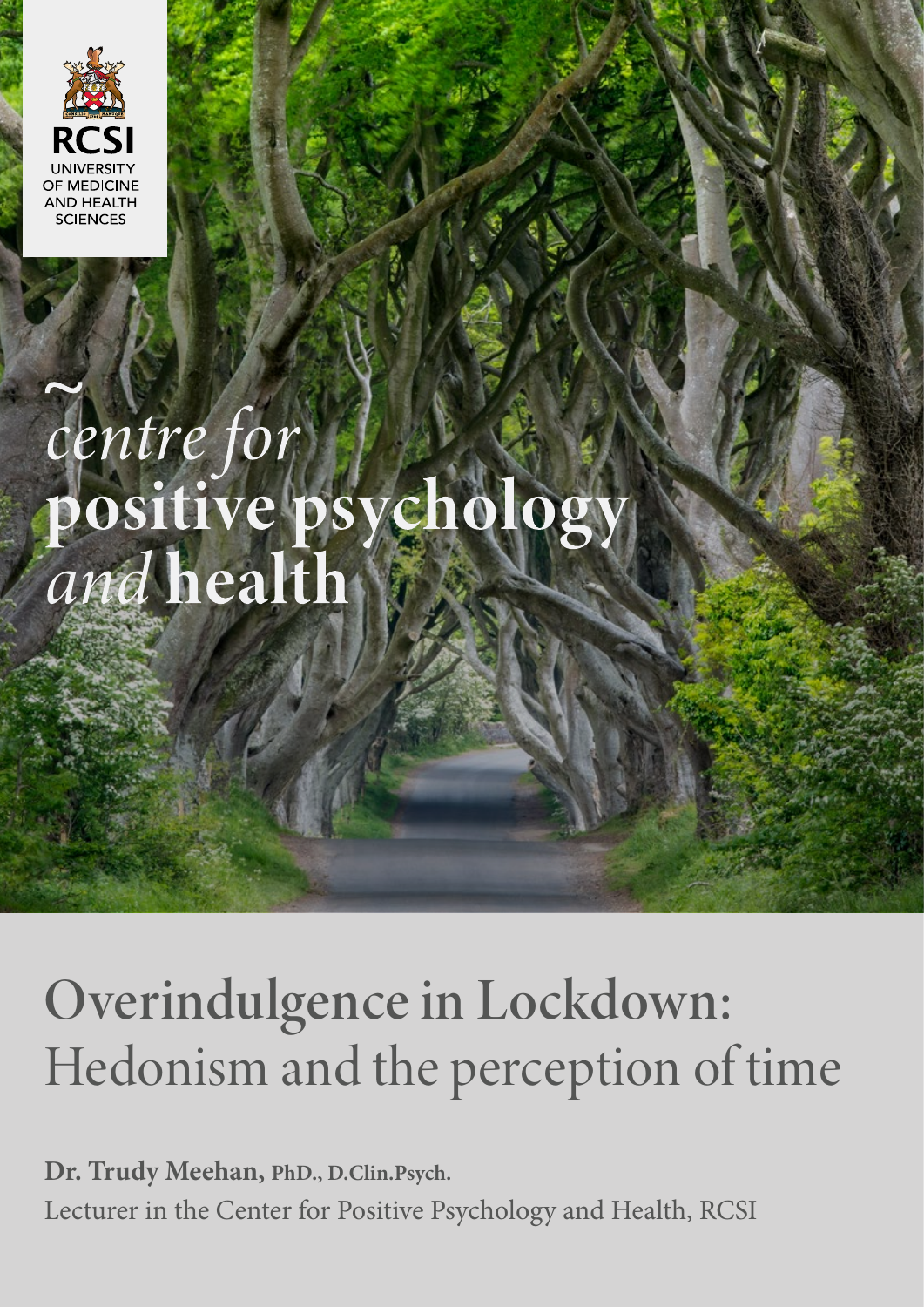RCSI UNIVERSITY OF MEDICINE AND HEALTH SCIENCES

*centre for*
**positive psychology** *and* **health**

# Overindulgence in Lockdown: Hedonism and the perception of time

**Dr. Trudy Meehan, PhD., D.Clin.Psych.**
Lecturer in the Center for Positive Psychology and Health, RCSI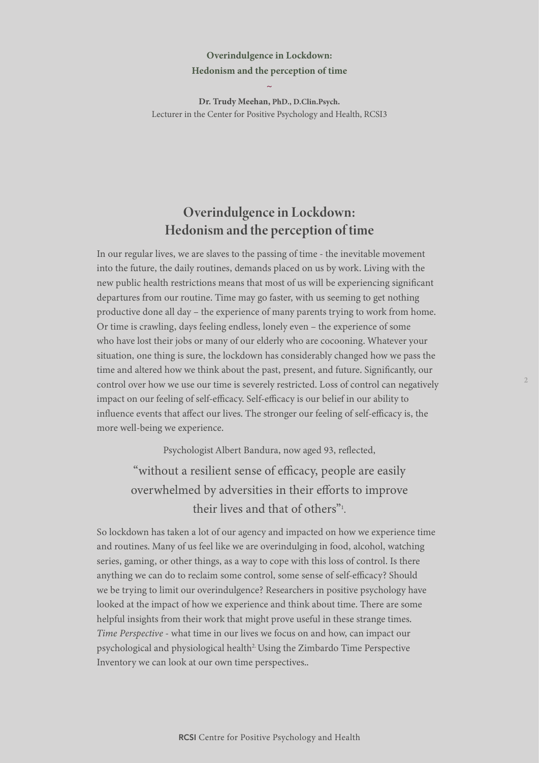**Overindulgence in Lockdown:**
**Hedonism and the perception of time**

~

**Dr. Trudy Meehan, PhD., D.Clin.Psych.**
Lecturer in the Center for Positive Psychology and Health, RCSI3

# Overindulgence in Lockdown: Hedonism and the perception of time

In our regular lives, we are slaves to the passing of time - the inevitable movement into the future, the daily routines, demands placed on us by work. Living with the new public health restrictions means that most of us will be experiencing significant departures from our routine. Time may go faster, with us seeming to get nothing productive done all day – the experience of many parents trying to work from home. Or time is crawling, days feeling endless, lonely even – the experience of some who have lost their jobs or many of our elderly who are cocooning. Whatever your situation, one thing is sure, the lockdown has considerably changed how we pass the time and altered how we think about the past, present, and future. Significantly, our control over how we use our time is severely restricted. Loss of control can negatively impact on our feeling of self-efficacy. Self-efficacy is our belief in our ability to influence events that affect our lives. The stronger our feeling of self-efficacy is, the more well-being we experience.

Psychologist Albert Bandura, now aged 93, reflected,

> "without a resilient sense of efficacy, people are easily overwhelmed by adversities in their efforts to improve their lives and that of others"[1].

So lockdown has taken a lot of our agency and impacted on how we experience time and routines. Many of us feel like we are overindulging in food, alcohol, watching series, gaming, or other things, as a way to cope with this loss of control. Is there anything we can do to reclaim some control, some sense of self-efficacy? Should we be trying to limit our overindulgence? Researchers in positive psychology have looked at the impact of how we experience and think about time. There are some helpful insights from their work that might prove useful in these strange times. *Time Perspective* - what time in our lives we focus on and how, can impact our psychological and physiological health[2]. Using the Zimbardo Time Perspective Inventory we can look at our own time perspectives..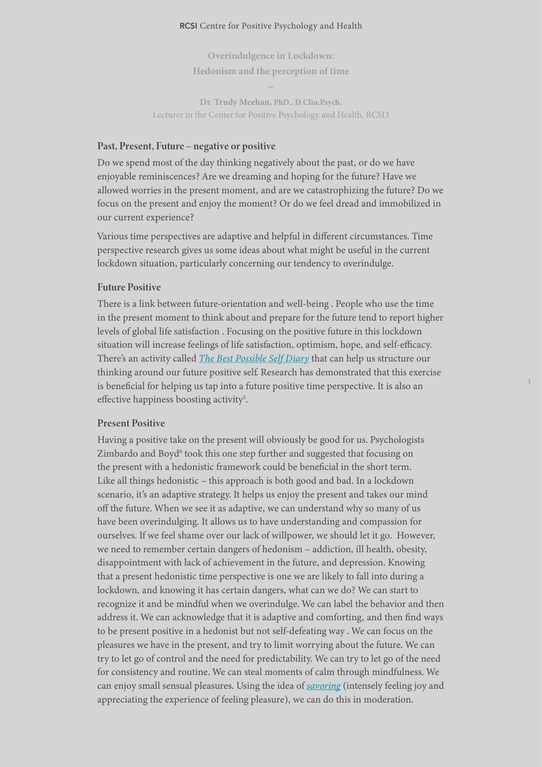# Overindulgence in Lockdown: Hedonism and the perception of time

~

**Dr. Trudy Meehan, PhD., D.Clin.Psych.**
Lecturer in the Center for Positive Psychology and Health, RCSI3

## Past, Present, Future – negative or positive

Do we spend most of the day thinking negatively about the past, or do we have enjoyable reminiscences? Are we dreaming and hoping for the future? Have we allowed worries in the present moment, and are we catastrophizing the future? Do we focus on the present and enjoy the moment? Or do we feel dread and immobilized in our current experience?

Various time perspectives are adaptive and helpful in different circumstances. Time perspective research gives us some ideas about what might be useful in the current lockdown situation, particularly concerning our tendency to overindulge.

## Future Positive

There is a link between future-orientation and well-being . People who use the time in the present moment to think about and prepare for the future tend to report higher levels of global life satisfaction . Focusing on the positive future in this lockdown situation will increase feelings of life satisfaction, optimism, hope, and self-efficacy. There's an activity called *The Best Possible Self Diary* that can help us structure our thinking around our future positive self. Research has demonstrated that this exercise is beneficial for helping us tap into a future positive time perspective. It is also an effective happiness boosting activity[5].

## Present Positive

Having a positive take on the present will obviously be good for us. Psychologists Zimbardo and Boyd[6] took this one step further and suggested that focusing on the present with a hedonistic framework could be beneficial in the short term. Like all things hedonistic – this approach is both good and bad. In a lockdown scenario, it's an adaptive strategy. It helps us enjoy the present and takes our mind off the future. When we see it as adaptive, we can understand why so many of us have been overindulging. It allows us to have understanding and compassion for ourselves. If we feel shame over our lack of willpower, we should let it go. However, we need to remember certain dangers of hedonism – addiction, ill health, obesity, disappointment with lack of achievement in the future, and depression. Knowing that a present hedonistic time perspective is one we are likely to fall into during a lockdown, and knowing it has certain dangers, what can we do? We can start to recognize it and be mindful when we overindulge. We can label the behavior and then address it. We can acknowledge that it is adaptive and comforting, and then find ways to be present positive in a hedonist but not self-defeating way . We can focus on the pleasures we have in the present, and try to limit worrying about the future. We can try to let go of control and the need for predictability. We can try to let go of the need for consistency and routine. We can steal moments of calm through mindfulness. We can enjoy small sensual pleasures. Using the idea of *savoring* (intensely feeling joy and appreciating the experience of feeling pleasure), we can do this in moderation.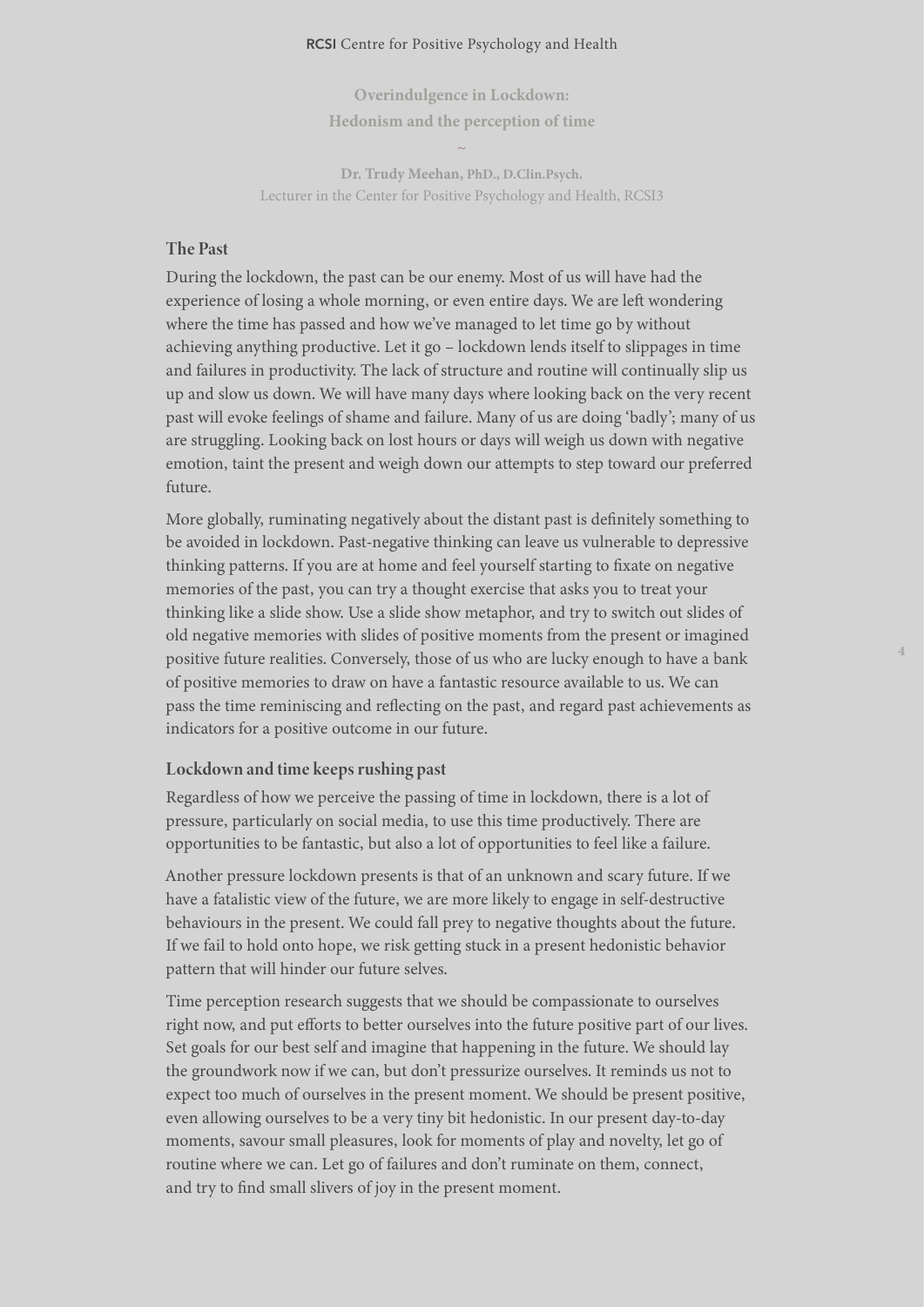### The Past

During the lockdown, the past can be our enemy. Most of us will have had the experience of losing a whole morning, or even entire days. We are left wondering where the time has passed and how we've managed to let time go by without achieving anything productive. Let it go – lockdown lends itself to slippages in time and failures in productivity. The lack of structure and routine will continually slip us up and slow us down. We will have many days where looking back on the very recent past will evoke feelings of shame and failure. Many of us are doing 'badly'; many of us are struggling. Looking back on lost hours or days will weigh us down with negative emotion, taint the present and weigh down our attempts to step toward our preferred future.

More globally, ruminating negatively about the distant past is definitely something to be avoided in lockdown. Past-negative thinking can leave us vulnerable to depressive thinking patterns. If you are at home and feel yourself starting to fixate on negative memories of the past, you can try a thought exercise that asks you to treat your thinking like a slide show. Use a slide show metaphor, and try to switch out slides of old negative memories with slides of positive moments from the present or imagined positive future realities. Conversely, those of us who are lucky enough to have a bank of positive memories to draw on have a fantastic resource available to us. We can pass the time reminiscing and reflecting on the past, and regard past achievements as indicators for a positive outcome in our future.

### Lockdown and time keeps rushing past

Regardless of how we perceive the passing of time in lockdown, there is a lot of pressure, particularly on social media, to use this time productively. There are opportunities to be fantastic, but also a lot of opportunities to feel like a failure.

Another pressure lockdown presents is that of an unknown and scary future. If we have a fatalistic view of the future, we are more likely to engage in self-destructive behaviours in the present. We could fall prey to negative thoughts about the future. If we fail to hold onto hope, we risk getting stuck in a present hedonistic behavior pattern that will hinder our future selves.

Time perception research suggests that we should be compassionate to ourselves right now, and put efforts to better ourselves into the future positive part of our lives. Set goals for our best self and imagine that happening in the future. We should lay the groundwork now if we can, but don't pressurize ourselves. It reminds us not to expect too much of ourselves in the present moment. We should be present positive, even allowing ourselves to be a very tiny bit hedonistic. In our present day-to-day moments, savour small pleasures, look for moments of play and novelty, let go of routine where we can. Let go of failures and don't ruminate on them, connect, and try to find small slivers of joy in the present moment.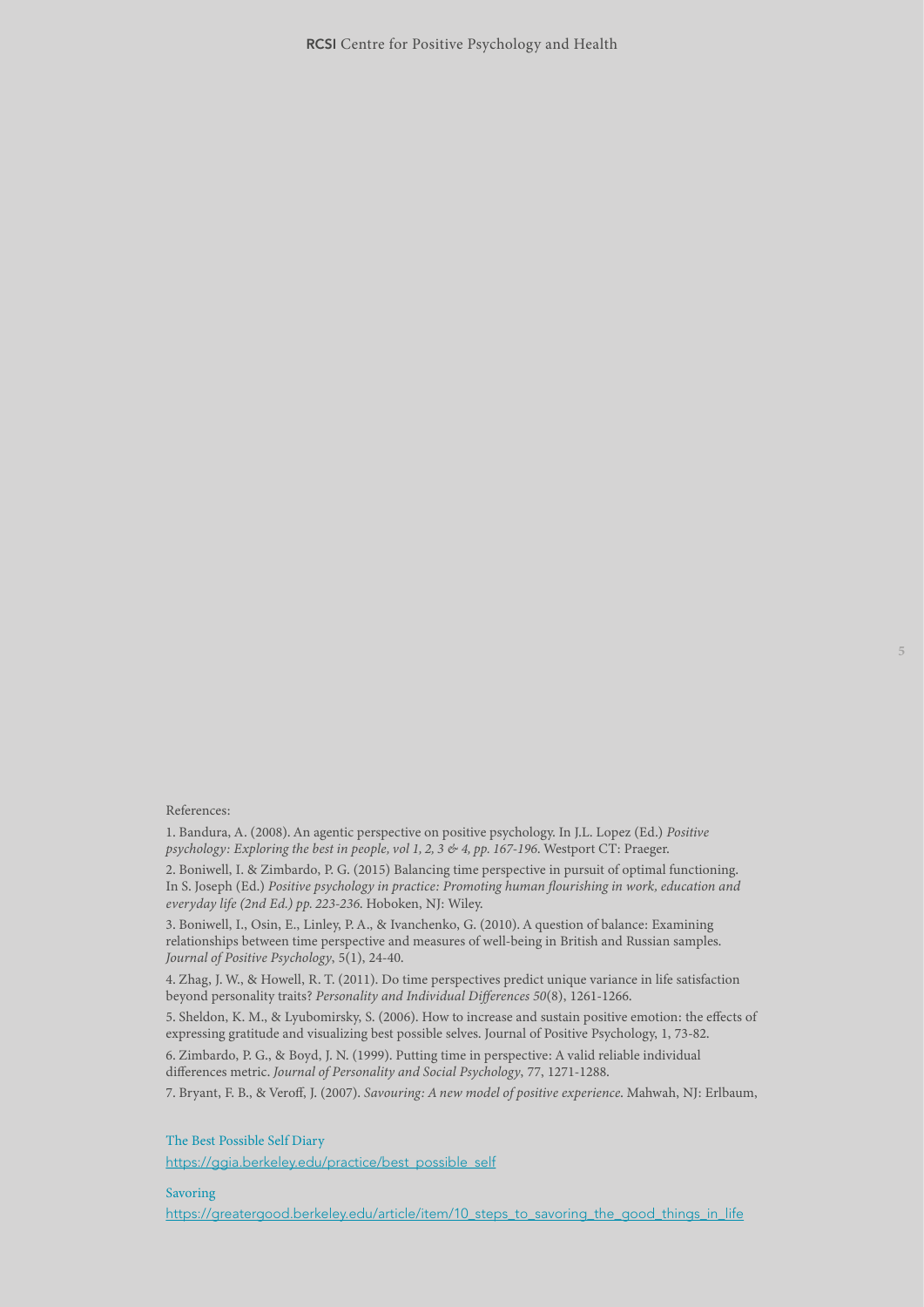References:

1. Bandura, A. (2008). An agentic perspective on positive psychology. In J.L. Lopez (Ed.) *Positive psychology: Exploring the best in people, vol 1, 2, 3 & 4, pp. 167-196*. Westport CT: Praeger.

2. Boniwell, I. & Zimbardo, P. G. (2015) Balancing time perspective in pursuit of optimal functioning. In S. Joseph (Ed.) *Positive psychology in practice: Promoting human flourishing in work, education and everyday life (2nd Ed.) pp. 223-236.* Hoboken, NJ: Wiley.

3. Boniwell, I., Osin, E., Linley, P. A., & Ivanchenko, G. (2010). A question of balance: Examining relationships between time perspective and measures of well-being in British and Russian samples. *Journal of Positive Psychology*, 5(1), 24-40.

4. Zhag, J. W., & Howell, R. T. (2011). Do time perspectives predict unique variance in life satisfaction beyond personality traits? *Personality and Individual Differences 50*(8), 1261-1266.

5. Sheldon, K. M., & Lyubomirsky, S. (2006). How to increase and sustain positive emotion: the effects of expressing gratitude and visualizing best possible selves. Journal of Positive Psychology, 1, 73-82.

6. Zimbardo, P. G., & Boyd, J. N. (1999). Putting time in perspective: A valid reliable individual differences metric. *Journal of Personality and Social Psychology*, 77, 1271-1288.

7. Bryant, F. B., & Veroff, J. (2007). *Savouring: A new model of positive experience*. Mahwah, NJ: Erlbaum,

The Best Possible Self Diary

https://ggia.berkeley.edu/practice/best_possible_self

Savoring

https://greatergood.berkeley.edu/article/item/10_steps_to_savoring_the_good_things_in_life